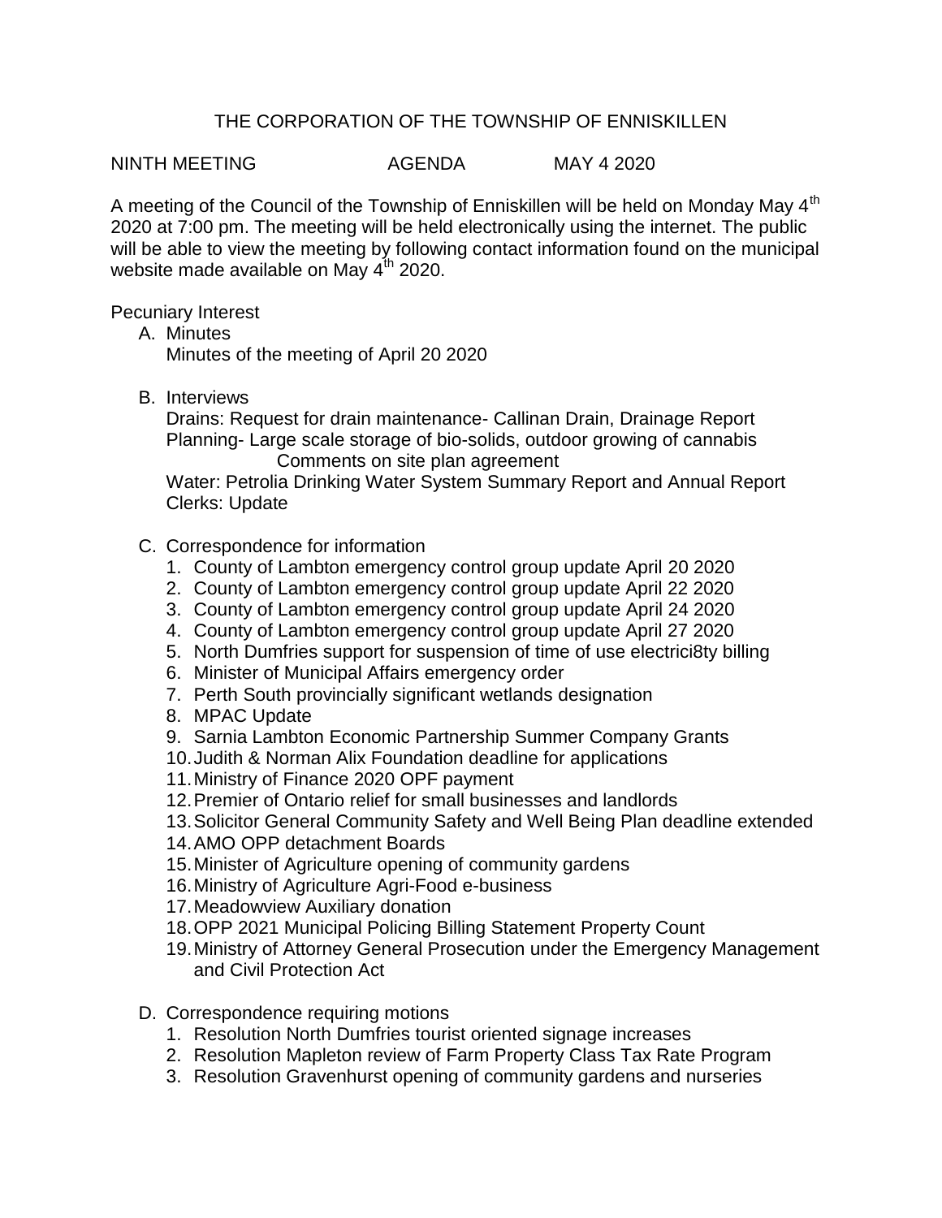# THE CORPORATION OF THE TOWNSHIP OF ENNISKILLEN

NINTH MEETING AGENDA MAY 4 2020

A meeting of the Council of the Township of Enniskillen will be held on Monday May 4th 2020 at 7:00 pm. The meeting will be held electronically using the internet. The public will be able to view the meeting by following contact information found on the municipal website made available on May 4th 2020.

Pecuniary Interest

A. Minutes
   Minutes of the meeting of April 20 2020

B. Interviews
   Drains: Request for drain maintenance- Callinan Drain, Drainage Report
   Planning- Large scale storage of bio-solids, outdoor growing of cannabis
   Comments on site plan agreement
   Water: Petrolia Drinking Water System Summary Report and Annual Report
   Clerks: Update

C. Correspondence for information
   1. County of Lambton emergency control group update April 20 2020
   2. County of Lambton emergency control group update April 22 2020
   3. County of Lambton emergency control group update April 24 2020
   4. County of Lambton emergency control group update April 27 2020
   5. North Dumfries support for suspension of time of use electrici8ty billing
   6. Minister of Municipal Affairs emergency order
   7. Perth South provincially significant wetlands designation
   8. MPAC Update
   9. Sarnia Lambton Economic Partnership Summer Company Grants
   10. Judith & Norman Alix Foundation deadline for applications
   11. Ministry of Finance 2020 OPF payment
   12. Premier of Ontario relief for small businesses and landlords
   13. Solicitor General Community Safety and Well Being Plan deadline extended
   14. AMO OPP detachment Boards
   15. Minister of Agriculture opening of community gardens
   16. Ministry of Agriculture Agri-Food e-business
   17. Meadowview Auxiliary donation
   18. OPP 2021 Municipal Policing Billing Statement Property Count
   19. Ministry of Attorney General Prosecution under the Emergency Management and Civil Protection Act

D. Correspondence requiring motions
   1. Resolution North Dumfries tourist oriented signage increases
   2. Resolution Mapleton review of Farm Property Class Tax Rate Program
   3. Resolution Gravenhurst opening of community gardens and nurseries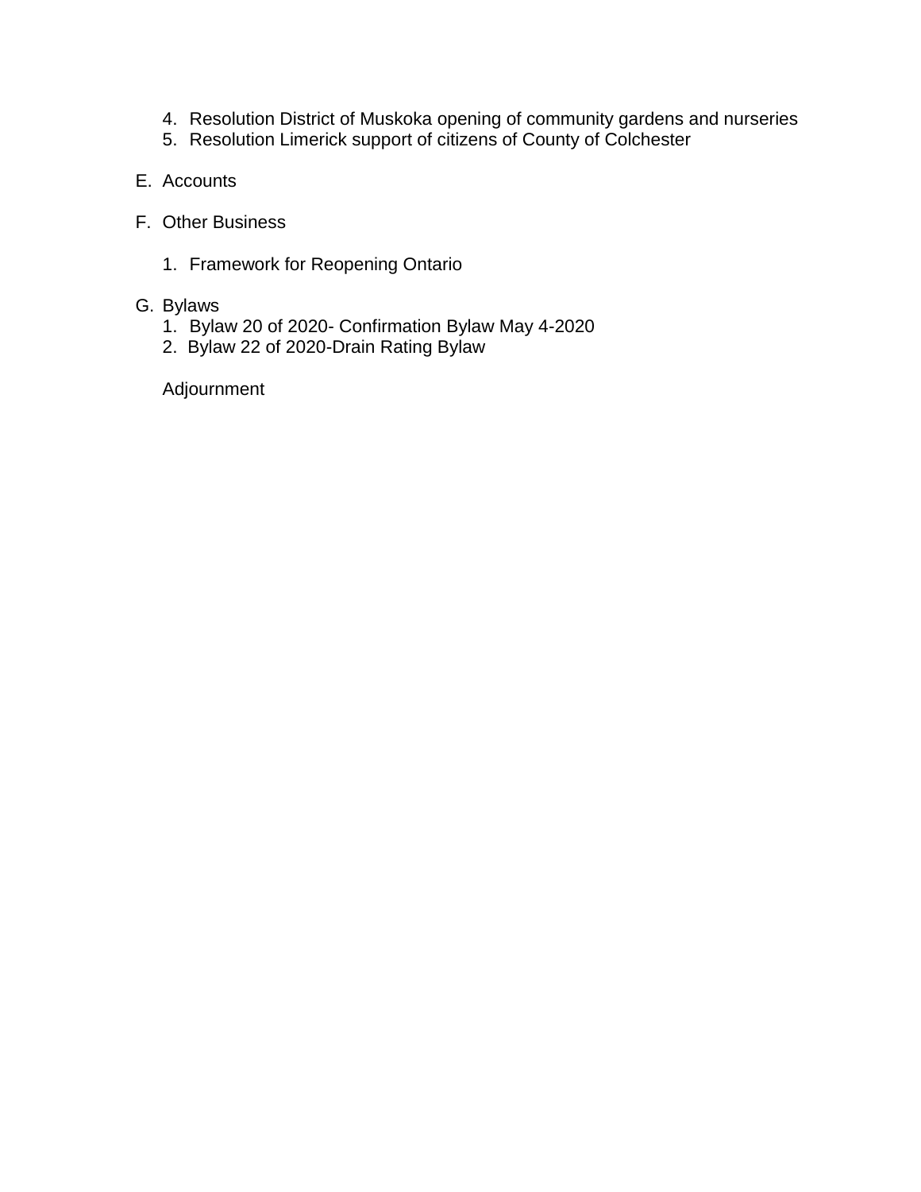4. Resolution District of Muskoka opening of community gardens and nurseries
5. Resolution Limerick support of citizens of County of Colchester

E. Accounts

F. Other Business

   1. Framework for Reopening Ontario

G. Bylaws
   1. Bylaw 20 of 2020- Confirmation Bylaw May 4-2020
   2. Bylaw 22 of 2020-Drain Rating Bylaw

Adjournment